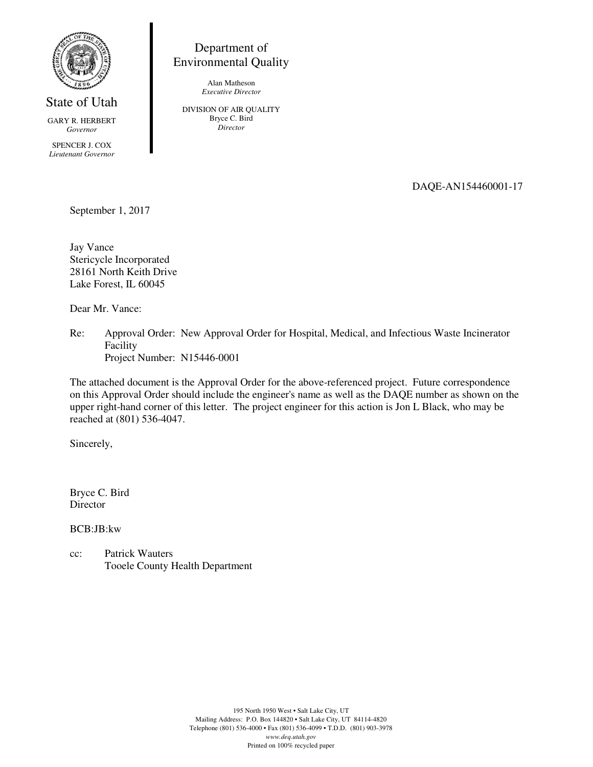State of Utah

GARY R. HERBERT
*Governor*

SPENCER J. COX
*Lieutenant Governor*

Department of
Environmental Quality

Alan Matheson
*Executive Director*

DIVISION OF AIR QUALITY
Bryce C. Bird
*Director*

DAQE-AN154460001-17

September 1, 2017

Jay Vance
Stericycle Incorporated
28161 North Keith Drive
Lake Forest, IL 60045

Dear Mr. Vance:

Re: Approval Order: New Approval Order for Hospital, Medical, and Infectious Waste Incinerator Facility
Project Number: N15446-0001

The attached document is the Approval Order for the above-referenced project. Future correspondence on this Approval Order should include the engineer's name as well as the DAQE number as shown on the upper right-hand corner of this letter. The project engineer for this action is Jon L Black, who may be reached at (801) 536-4047.

Sincerely,

Bryce C. Bird
Director

BCB:JB:kw

cc: Patrick Wauters
Tooele County Health Department

195 North 1950 West • Salt Lake City, UT
Mailing Address: P.O. Box 144820 • Salt Lake City, UT 84114-4820
Telephone (801) 536-4000 • Fax (801) 536-4099 • T.D.D. (801) 903-3978
*www.deq.utah.gov*
Printed on 100% recycled paper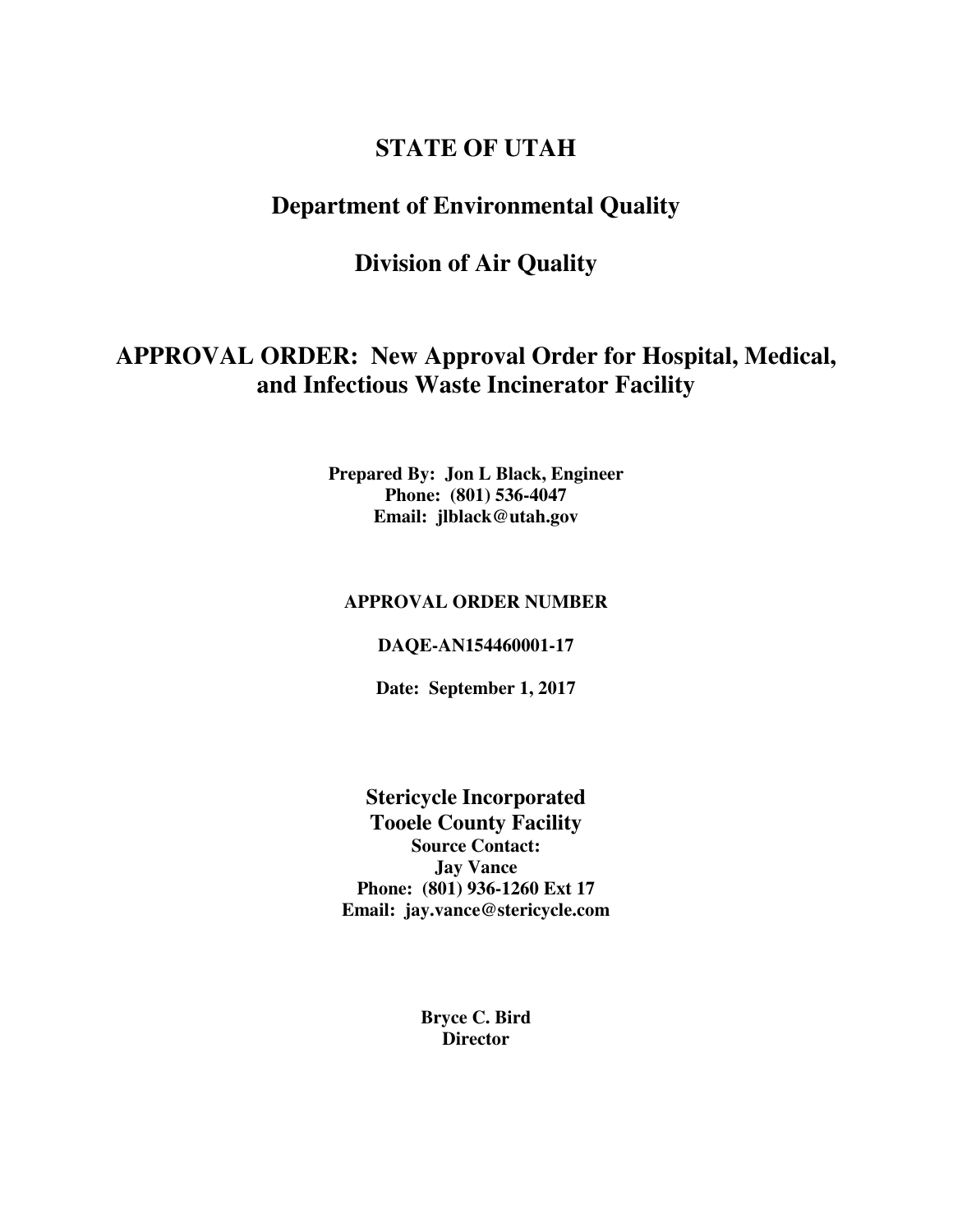# STATE OF UTAH

## Department of Environmental Quality

## Division of Air Quality

## APPROVAL ORDER: New Approval Order for Hospital, Medical, and Infectious Waste Incinerator Facility

**Prepared By: Jon L Black, Engineer**
**Phone: (801) 536-4047**
**Email: jlblack@utah.gov**

**APPROVAL ORDER NUMBER**

**DAQE-AN154460001-17**

**Date: September 1, 2017**

**Stericycle Incorporated**
**Tooele County Facility**
**Source Contact:**
**Jay Vance**
**Phone: (801) 936-1260 Ext 17**
**Email: jay.vance@stericycle.com**

**Bryce C. Bird**
**Director**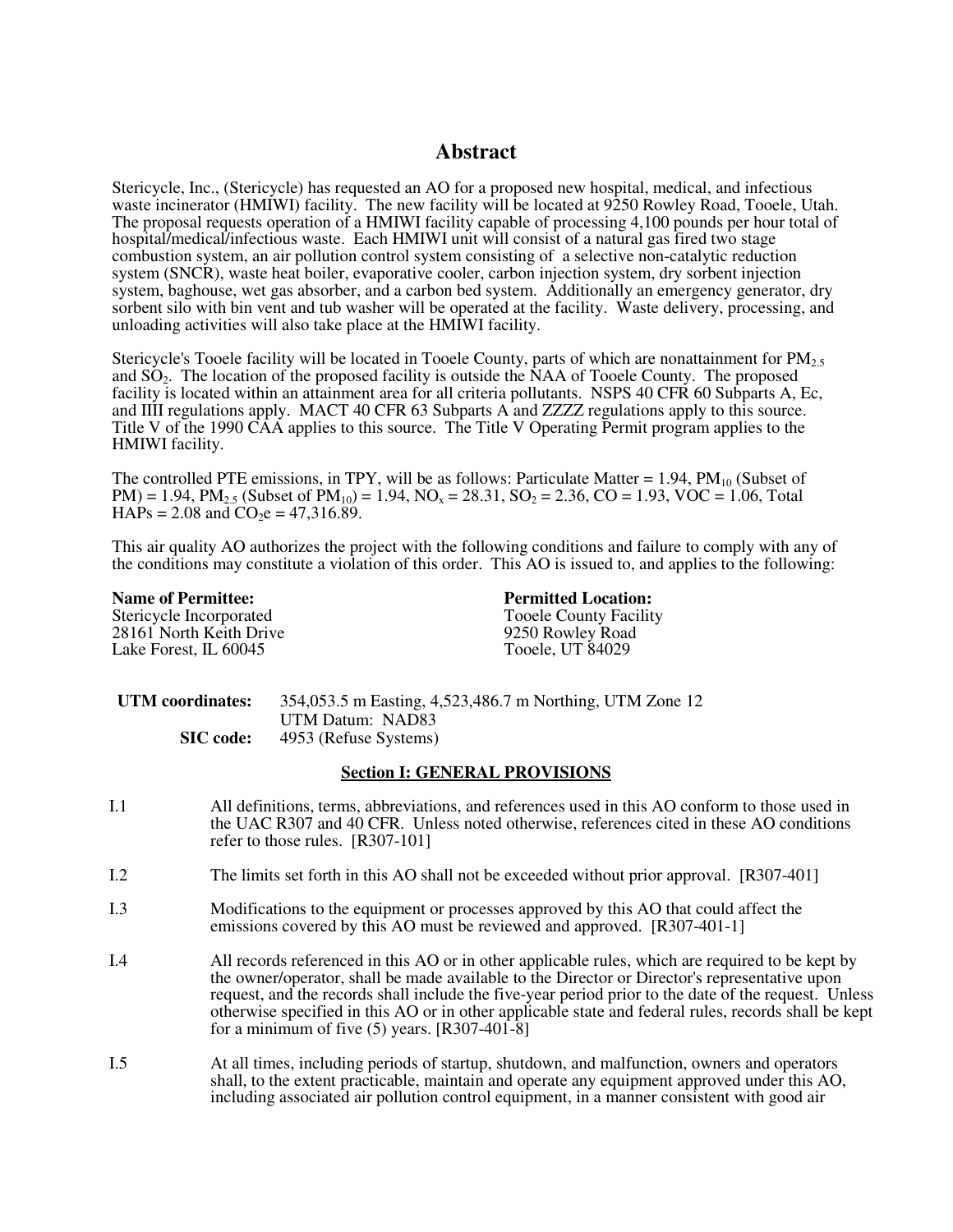# Abstract

Stericycle, Inc., (Stericycle) has requested an AO for a proposed new hospital, medical, and infectious waste incinerator (HMIWI) facility. The new facility will be located at 9250 Rowley Road, Tooele, Utah. The proposal requests operation of a HMIWI facility capable of processing 4,100 pounds per hour total of hospital/medical/infectious waste. Each HMIWI unit will consist of a natural gas fired two stage combustion system, an air pollution control system consisting of a selective non-catalytic reduction system (SNCR), waste heat boiler, evaporative cooler, carbon injection system, dry sorbent injection system, baghouse, wet gas absorber, and a carbon bed system. Additionally an emergency generator, dry sorbent silo with bin vent and tub washer will be operated at the facility. Waste delivery, processing, and unloading activities will also take place at the HMIWI facility.

Stericycle's Tooele facility will be located in Tooele County, parts of which are nonattainment for $PM_{2.5}$ and $SO_2$. The location of the proposed facility is outside the NAA of Tooele County. The proposed facility is located within an attainment area for all criteria pollutants. NSPS 40 CFR 60 Subparts A, Ec, and IIII regulations apply. MACT 40 CFR 63 Subparts A and ZZZZ regulations apply to this source. Title V of the 1990 CAA applies to this source. The Title V Operating Permit program applies to the HMIWI facility.

The controlled PTE emissions, in TPY, will be as follows: Particulate Matter = 1.94, $PM_{10}$ (Subset of PM) = 1.94, $PM_{2.5}$ (Subset of $PM_{10}$) = 1.94, $NO_x$ = 28.31, $SO_2$ = 2.36, CO = 1.93, VOC = 1.06, Total HAPs = 2.08 and $CO_2e$ = 47,316.89.

This air quality AO authorizes the project with the following conditions and failure to comply with any of the conditions may constitute a violation of this order. This AO is issued to, and applies to the following:

| **Name of Permittee:** | **Permitted Location:** |
|---|---|
| Stericycle Incorporated | Tooele County Facility |
| 28161 North Keith Drive | 9250 Rowley Road |
| Lake Forest, IL 60045 | Tooele, UT 84029 |

**UTM coordinates:** 354,053.5 m Easting, 4,523,486.7 m Northing, UTM Zone 12
UTM Datum: NAD83

**SIC code:** 4953 (Refuse Systems)

## Section I: GENERAL PROVISIONS

I.1 All definitions, terms, abbreviations, and references used in this AO conform to those used in the UAC R307 and 40 CFR. Unless noted otherwise, references cited in these AO conditions refer to those rules. [R307-101]

I.2 The limits set forth in this AO shall not be exceeded without prior approval. [R307-401]

I.3 Modifications to the equipment or processes approved by this AO that could affect the emissions covered by this AO must be reviewed and approved. [R307-401-1]

I.4 All records referenced in this AO or in other applicable rules, which are required to be kept by the owner/operator, shall be made available to the Director or Director's representative upon request, and the records shall include the five-year period prior to the date of the request. Unless otherwise specified in this AO or in other applicable state and federal rules, records shall be kept for a minimum of five (5) years. [R307-401-8]

I.5 At all times, including periods of startup, shutdown, and malfunction, owners and operators shall, to the extent practicable, maintain and operate any equipment approved under this AO, including associated air pollution control equipment, in a manner consistent with good air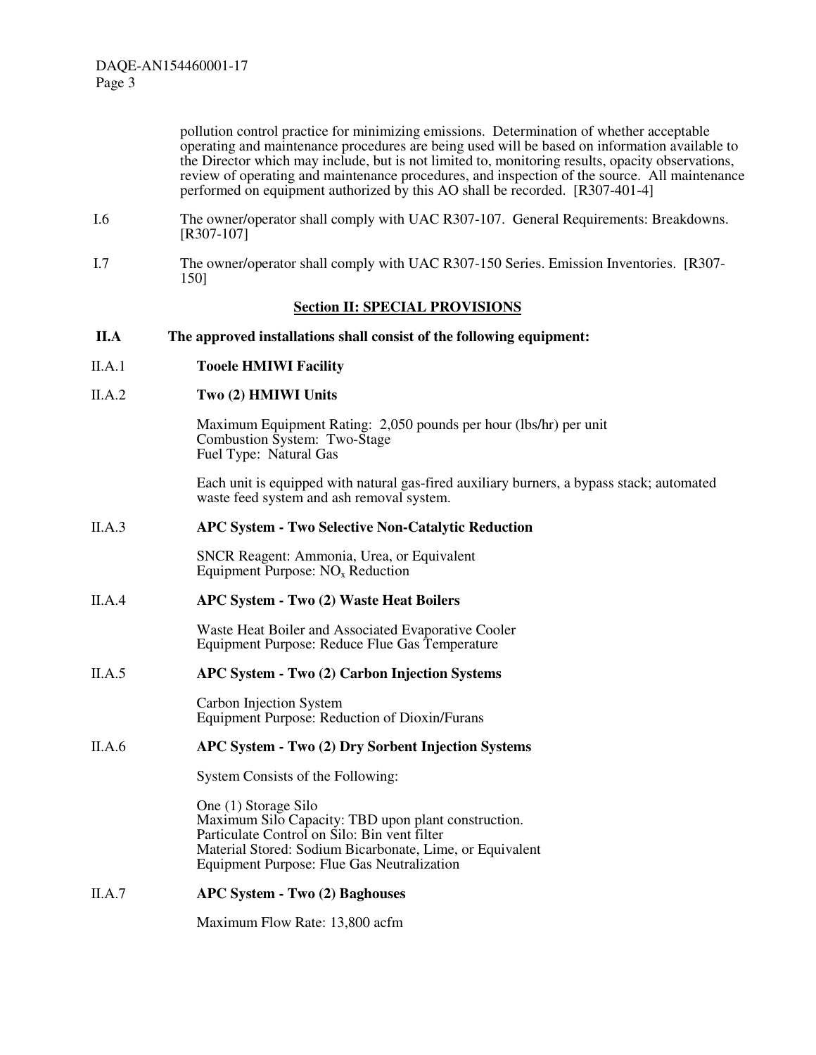pollution control practice for minimizing emissions. Determination of whether acceptable operating and maintenance procedures are being used will be based on information available to the Director which may include, but is not limited to, monitoring results, opacity observations, review of operating and maintenance procedures, and inspection of the source. All maintenance performed on equipment authorized by this AO shall be recorded. [R307-401-4]

I.6 The owner/operator shall comply with UAC R307-107. General Requirements: Breakdowns. [R307-107]

I.7 The owner/operator shall comply with UAC R307-150 Series. Emission Inventories. [R307-150]

## Section II: SPECIAL PROVISIONS

**II.A The approved installations shall consist of the following equipment:**

II.A.1 **Tooele HMIWI Facility**

II.A.2 **Two (2) HMIWI Units**

Maximum Equipment Rating: 2,050 pounds per hour (lbs/hr) per unit
Combustion System: Two-Stage
Fuel Type: Natural Gas

Each unit is equipped with natural gas-fired auxiliary burners, a bypass stack; automated waste feed system and ash removal system.

II.A.3 **APC System - Two Selective Non-Catalytic Reduction**

SNCR Reagent: Ammonia, Urea, or Equivalent
Equipment Purpose: $NO_x$ Reduction

II.A.4 **APC System - Two (2) Waste Heat Boilers**

Waste Heat Boiler and Associated Evaporative Cooler
Equipment Purpose: Reduce Flue Gas Temperature

II.A.5 **APC System - Two (2) Carbon Injection Systems**

Carbon Injection System
Equipment Purpose: Reduction of Dioxin/Furans

II.A.6 **APC System - Two (2) Dry Sorbent Injection Systems**

System Consists of the Following:

One (1) Storage Silo
Maximum Silo Capacity: TBD upon plant construction.
Particulate Control on Silo: Bin vent filter
Material Stored: Sodium Bicarbonate, Lime, or Equivalent
Equipment Purpose: Flue Gas Neutralization

II.A.7 **APC System - Two (2) Baghouses**

Maximum Flow Rate: 13,800 acfm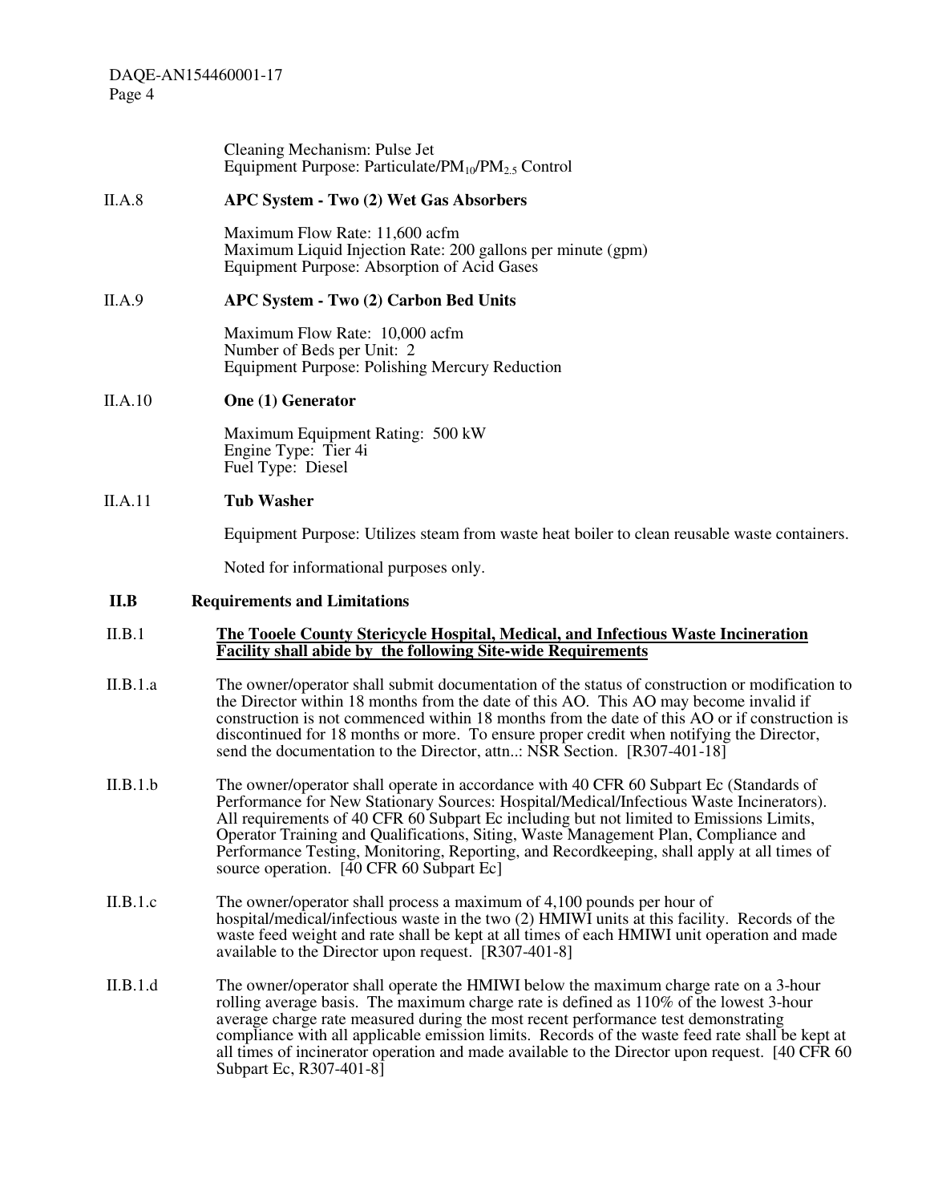Cleaning Mechanism: Pulse Jet
Equipment Purpose: Particulate/$PM_{10}$/$PM_{2.5}$ Control

II.A.8 **APC System - Two (2) Wet Gas Absorbers**

Maximum Flow Rate: 11,600 acfm
Maximum Liquid Injection Rate: 200 gallons per minute (gpm)
Equipment Purpose: Absorption of Acid Gases

II.A.9 **APC System - Two (2) Carbon Bed Units**

Maximum Flow Rate: 10,000 acfm
Number of Beds per Unit: 2
Equipment Purpose: Polishing Mercury Reduction

II.A.10 **One (1) Generator**

Maximum Equipment Rating: 500 kW
Engine Type: Tier 4i
Fuel Type: Diesel

II.A.11 **Tub Washer**

Equipment Purpose: Utilizes steam from waste heat boiler to clean reusable waste containers.

Noted for informational purposes only.

**II.B Requirements and Limitations**

II.B.1 **<u>The Tooele County Stericycle Hospital, Medical, and Infectious Waste Incineration Facility shall abide by the following Site-wide Requirements</u>**

II.B.1.a The owner/operator shall submit documentation of the status of construction or modification to the Director within 18 months from the date of this AO. This AO may become invalid if construction is not commenced within 18 months from the date of this AO or if construction is discontinued for 18 months or more. To ensure proper credit when notifying the Director, send the documentation to the Director, attn..: NSR Section. [R307-401-18]

II.B.1.b The owner/operator shall operate in accordance with 40 CFR 60 Subpart Ec (Standards of Performance for New Stationary Sources: Hospital/Medical/Infectious Waste Incinerators). All requirements of 40 CFR 60 Subpart Ec including but not limited to Emissions Limits, Operator Training and Qualifications, Siting, Waste Management Plan, Compliance and Performance Testing, Monitoring, Reporting, and Recordkeeping, shall apply at all times of source operation. [40 CFR 60 Subpart Ec]

II.B.1.c The owner/operator shall process a maximum of 4,100 pounds per hour of hospital/medical/infectious waste in the two (2) HMIWI units at this facility. Records of the waste feed weight and rate shall be kept at all times of each HMIWI unit operation and made available to the Director upon request. [R307-401-8]

II.B.1.d The owner/operator shall operate the HMIWI below the maximum charge rate on a 3-hour rolling average basis. The maximum charge rate is defined as 110% of the lowest 3-hour average charge rate measured during the most recent performance test demonstrating compliance with all applicable emission limits. Records of the waste feed rate shall be kept at all times of incinerator operation and made available to the Director upon request. [40 CFR 60 Subpart Ec, R307-401-8]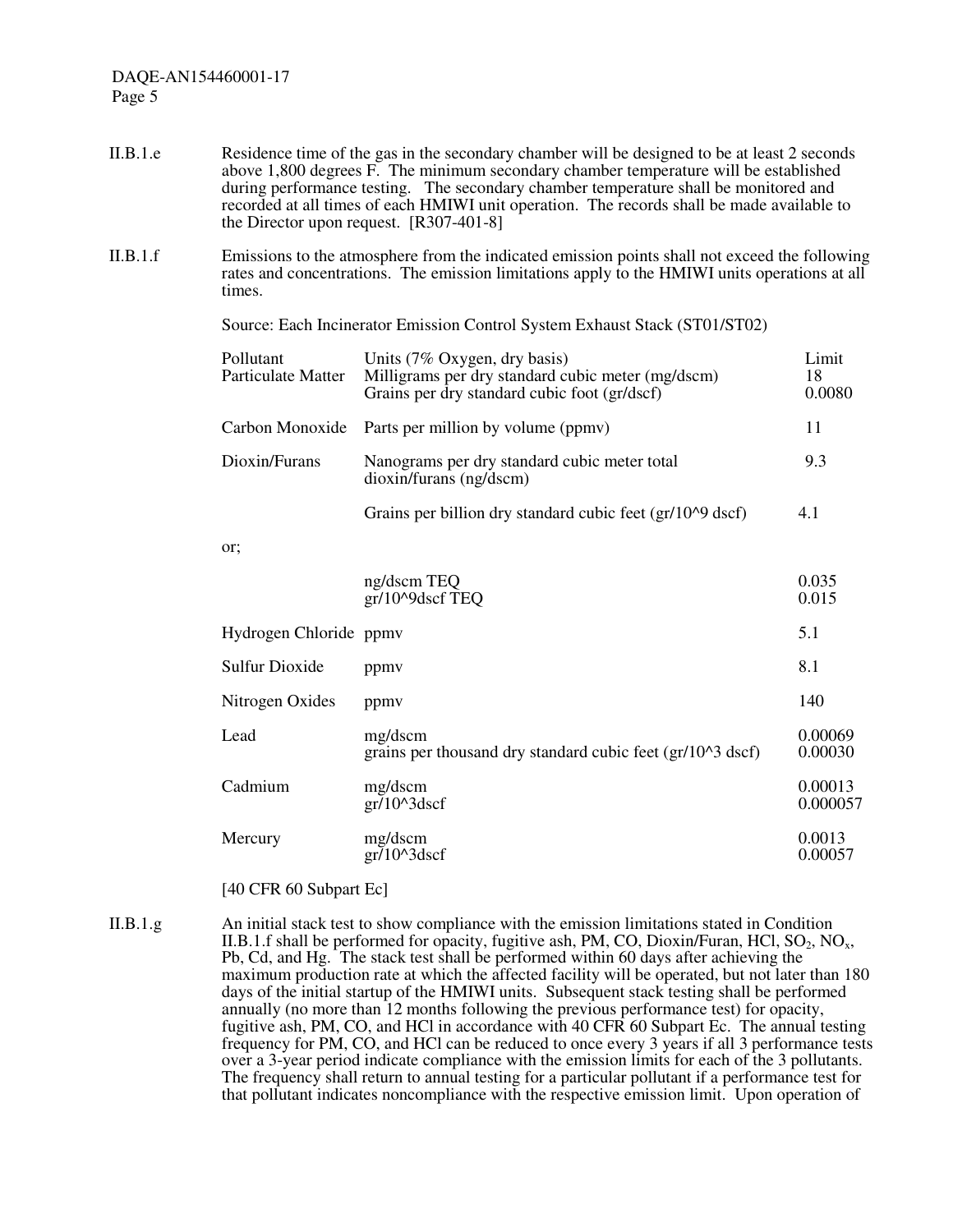II.B.1.e Residence time of the gas in the secondary chamber will be designed to be at least 2 seconds above 1,800 degrees F. The minimum secondary chamber temperature will be established during performance testing. The secondary chamber temperature shall be monitored and recorded at all times of each HMIWI unit operation. The records shall be made available to the Director upon request. [R307-401-8]

II.B.1.f Emissions to the atmosphere from the indicated emission points shall not exceed the following rates and concentrations. The emission limitations apply to the HMIWI units operations at all times.

Source: Each Incinerator Emission Control System Exhaust Stack (ST01/ST02)

| Pollutant | Units (7% Oxygen, dry basis) | Limit |
|---|---|---|
| Particulate Matter | Milligrams per dry standard cubic meter (mg/dscm) | 18 |
| | Grains per dry standard cubic foot (gr/dscf) | 0.0080 |
| Carbon Monoxide | Parts per million by volume (ppmv) | 11 |
| Dioxin/Furans | Nanograms per dry standard cubic meter total dioxin/furans (ng/dscm) | 9.3 |
| | Grains per billion dry standard cubic feet (gr/10^9 dscf) | 4.1 |
| or; | | |
| | ng/dscm TEQ | 0.035 |
| | gr/10^9dscf TEQ | 0.015 |
| Hydrogen Chloride | ppmv | 5.1 |
| Sulfur Dioxide | ppmv | 8.1 |
| Nitrogen Oxides | ppmv | 140 |
| Lead | mg/dscm | 0.00069 |
| | grains per thousand dry standard cubic feet (gr/10^3 dscf) | 0.00030 |
| Cadmium | mg/dscm | 0.00013 |
| | gr/10^3dscf | 0.000057 |
| Mercury | mg/dscm | 0.0013 |
| | gr/10^3dscf | 0.00057 |

[40 CFR 60 Subpart Ec]

II.B.1.g An initial stack test to show compliance with the emission limitations stated in Condition II.B.1.f shall be performed for opacity, fugitive ash, PM, CO, Dioxin/Furan, HCl, $SO_2$, $NO_x$, Pb, Cd, and Hg. The stack test shall be performed within 60 days after achieving the maximum production rate at which the affected facility will be operated, but not later than 180 days of the initial startup of the HMIWI units. Subsequent stack testing shall be performed annually (no more than 12 months following the previous performance test) for opacity, fugitive ash, PM, CO, and HCl in accordance with 40 CFR 60 Subpart Ec. The annual testing frequency for PM, CO, and HCl can be reduced to once every 3 years if all 3 performance tests over a 3-year period indicate compliance with the emission limits for each of the 3 pollutants. The frequency shall return to annual testing for a particular pollutant if a performance test for that pollutant indicates noncompliance with the respective emission limit. Upon operation of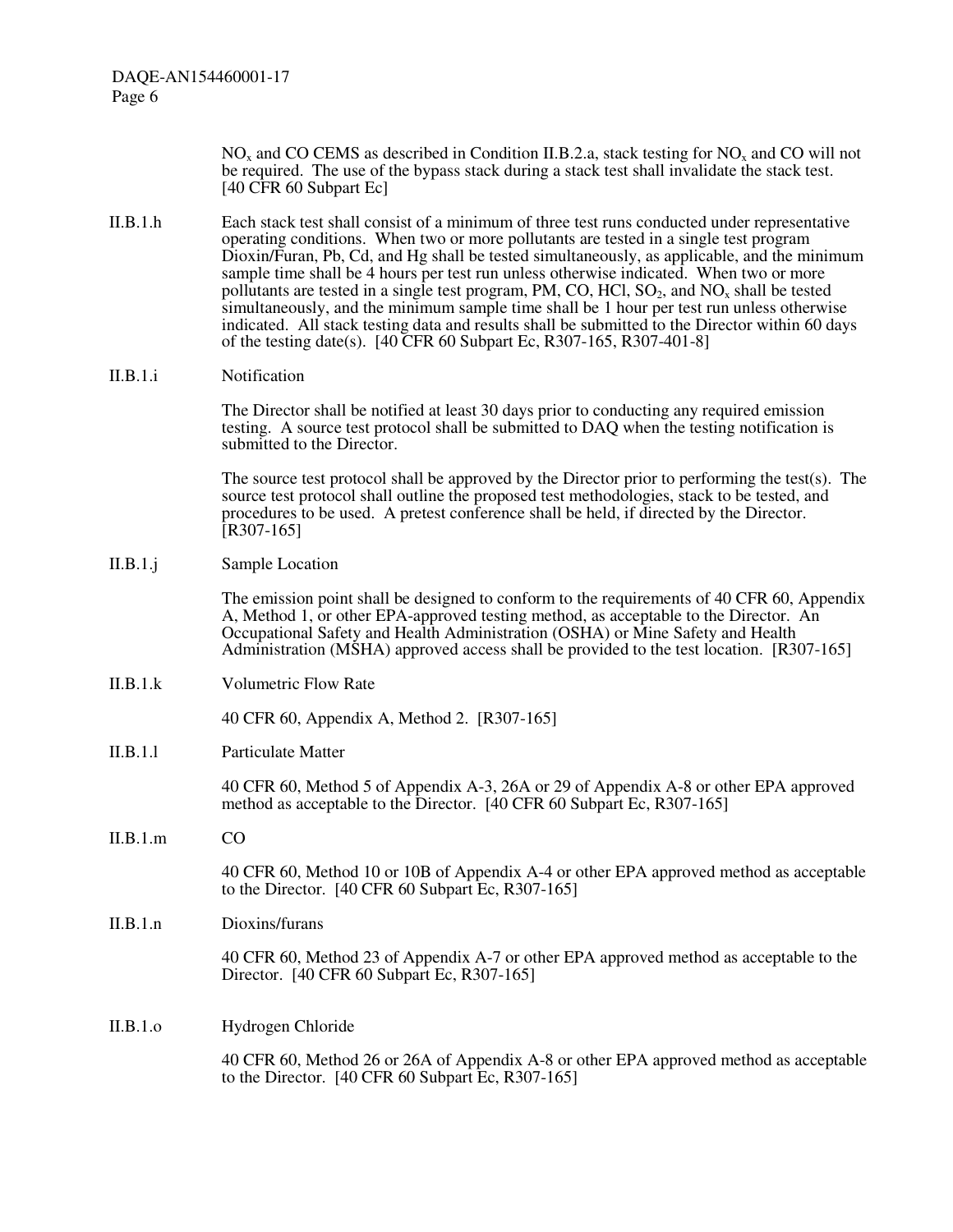$NO_x$ and CO CEMS as described in Condition II.B.2.a, stack testing for $NO_x$ and CO will not be required. The use of the bypass stack during a stack test shall invalidate the stack test. [40 CFR 60 Subpart Ec]

II.B.1.h Each stack test shall consist of a minimum of three test runs conducted under representative operating conditions. When two or more pollutants are tested in a single test program Dioxin/Furan, Pb, Cd, and Hg shall be tested simultaneously, as applicable, and the minimum sample time shall be 4 hours per test run unless otherwise indicated. When two or more pollutants are tested in a single test program, PM, CO, HCl, $SO_2$, and $NO_x$ shall be tested simultaneously, and the minimum sample time shall be 1 hour per test run unless otherwise indicated. All stack testing data and results shall be submitted to the Director within 60 days of the testing date(s). [40 CFR 60 Subpart Ec, R307-165, R307-401-8]

II.B.1.i Notification

The Director shall be notified at least 30 days prior to conducting any required emission testing. A source test protocol shall be submitted to DAQ when the testing notification is submitted to the Director.

The source test protocol shall be approved by the Director prior to performing the test(s). The source test protocol shall outline the proposed test methodologies, stack to be tested, and procedures to be used. A pretest conference shall be held, if directed by the Director. [R307-165]

II.B.1.j Sample Location

The emission point shall be designed to conform to the requirements of 40 CFR 60, Appendix A, Method 1, or other EPA-approved testing method, as acceptable to the Director. An Occupational Safety and Health Administration (OSHA) or Mine Safety and Health Administration (MSHA) approved access shall be provided to the test location. [R307-165]

II.B.1.k Volumetric Flow Rate

40 CFR 60, Appendix A, Method 2. [R307-165]

II.B.1.l Particulate Matter

40 CFR 60, Method 5 of Appendix A-3, 26A or 29 of Appendix A-8 or other EPA approved method as acceptable to the Director. [40 CFR 60 Subpart Ec, R307-165]

II.B.1.m CO

40 CFR 60, Method 10 or 10B of Appendix A-4 or other EPA approved method as acceptable to the Director. [40 CFR 60 Subpart Ec, R307-165]

II.B.1.n Dioxins/furans

40 CFR 60, Method 23 of Appendix A-7 or other EPA approved method as acceptable to the Director. [40 CFR 60 Subpart Ec, R307-165]

II.B.1.o Hydrogen Chloride

40 CFR 60, Method 26 or 26A of Appendix A-8 or other EPA approved method as acceptable to the Director. [40 CFR 60 Subpart Ec, R307-165]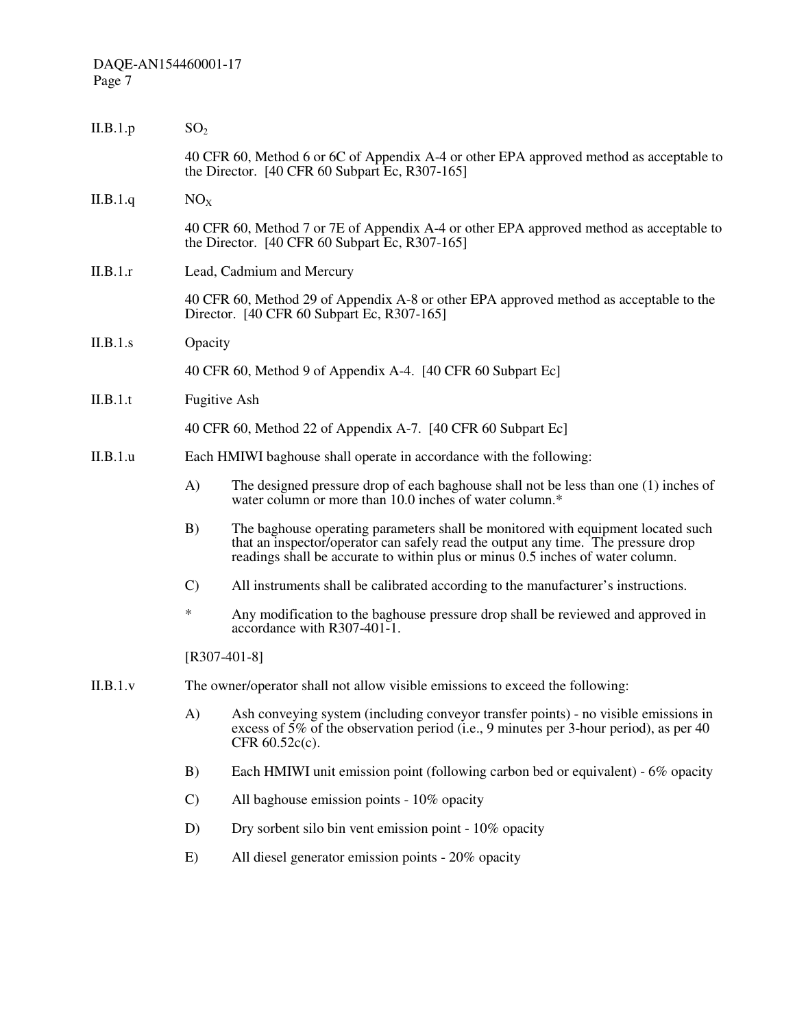II.B.1.p $SO_2$

40 CFR 60, Method 6 or 6C of Appendix A-4 or other EPA approved method as acceptable to the Director. [40 CFR 60 Subpart Ec, R307-165]

II.B.1.q $NO_X$

40 CFR 60, Method 7 or 7E of Appendix A-4 or other EPA approved method as acceptable to the Director. [40 CFR 60 Subpart Ec, R307-165]

II.B.1.r Lead, Cadmium and Mercury

40 CFR 60, Method 29 of Appendix A-8 or other EPA approved method as acceptable to the Director. [40 CFR 60 Subpart Ec, R307-165]

II.B.1.s Opacity

40 CFR 60, Method 9 of Appendix A-4. [40 CFR 60 Subpart Ec]

II.B.1.t Fugitive Ash

40 CFR 60, Method 22 of Appendix A-7. [40 CFR 60 Subpart Ec]

II.B.1.u Each HMIWI baghouse shall operate in accordance with the following:

A) The designed pressure drop of each baghouse shall not be less than one (1) inches of water column or more than 10.0 inches of water column.*

B) The baghouse operating parameters shall be monitored with equipment located such that an inspector/operator can safely read the output any time. The pressure drop readings shall be accurate to within plus or minus 0.5 inches of water column.

C) All instruments shall be calibrated according to the manufacturer's instructions.

\* Any modification to the baghouse pressure drop shall be reviewed and approved in accordance with R307-401-1.

[R307-401-8]

II.B.1.v The owner/operator shall not allow visible emissions to exceed the following:

A) Ash conveying system (including conveyor transfer points) - no visible emissions in excess of 5% of the observation period (i.e., 9 minutes per 3-hour period), as per 40 CFR 60.52c(c).

B) Each HMIWI unit emission point (following carbon bed or equivalent) - 6% opacity

C) All baghouse emission points - 10% opacity

D) Dry sorbent silo bin vent emission point - 10% opacity

E) All diesel generator emission points - 20% opacity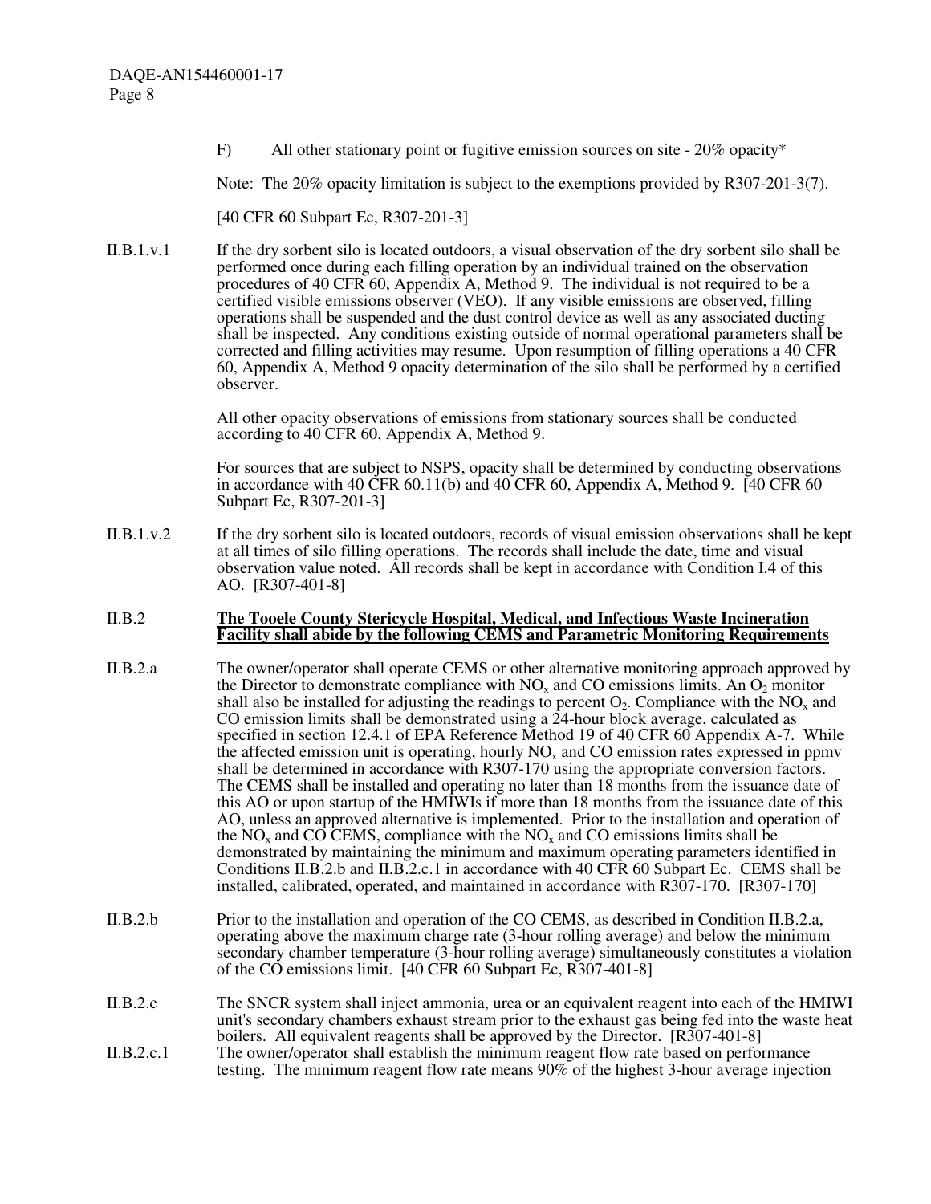F) All other stationary point or fugitive emission sources on site - 20% opacity*

Note: The 20% opacity limitation is subject to the exemptions provided by R307-201-3(7).

[40 CFR 60 Subpart Ec, R307-201-3]

II.B.1.v.1 If the dry sorbent silo is located outdoors, a visual observation of the dry sorbent silo shall be performed once during each filling operation by an individual trained on the observation procedures of 40 CFR 60, Appendix A, Method 9. The individual is not required to be a certified visible emissions observer (VEO). If any visible emissions are observed, filling operations shall be suspended and the dust control device as well as any associated ducting shall be inspected. Any conditions existing outside of normal operational parameters shall be corrected and filling activities may resume. Upon resumption of filling operations a 40 CFR 60, Appendix A, Method 9 opacity determination of the silo shall be performed by a certified observer.

All other opacity observations of emissions from stationary sources shall be conducted according to 40 CFR 60, Appendix A, Method 9.

For sources that are subject to NSPS, opacity shall be determined by conducting observations in accordance with 40 CFR 60.11(b) and 40 CFR 60, Appendix A, Method 9. [40 CFR 60 Subpart Ec, R307-201-3]

II.B.1.v.2 If the dry sorbent silo is located outdoors, records of visual emission observations shall be kept at all times of silo filling operations. The records shall include the date, time and visual observation value noted. All records shall be kept in accordance with Condition I.4 of this AO. [R307-401-8]

II.B.2 **The Tooele County Stericycle Hospital, Medical, and Infectious Waste Incineration Facility shall abide by the following CEMS and Parametric Monitoring Requirements**

II.B.2.a The owner/operator shall operate CEMS or other alternative monitoring approach approved by the Director to demonstrate compliance with $NO_x$ and CO emissions limits. An $O_2$ monitor shall also be installed for adjusting the readings to percent $O_2$. Compliance with the $NO_x$ and CO emission limits shall be demonstrated using a 24-hour block average, calculated as specified in section 12.4.1 of EPA Reference Method 19 of 40 CFR 60 Appendix A-7. While the affected emission unit is operating, hourly $NO_x$ and CO emission rates expressed in ppmv shall be determined in accordance with R307-170 using the appropriate conversion factors. The CEMS shall be installed and operating no later than 18 months from the issuance date of this AO or upon startup of the HMIWIs if more than 18 months from the issuance date of this AO, unless an approved alternative is implemented. Prior to the installation and operation of the $NO_x$ and CO CEMS, compliance with the $NO_x$ and CO emissions limits shall be demonstrated by maintaining the minimum and maximum operating parameters identified in Conditions II.B.2.b and II.B.2.c.1 in accordance with 40 CFR 60 Subpart Ec. CEMS shall be installed, calibrated, operated, and maintained in accordance with R307-170. [R307-170]

II.B.2.b Prior to the installation and operation of the CO CEMS, as described in Condition II.B.2.a, operating above the maximum charge rate (3-hour rolling average) and below the minimum secondary chamber temperature (3-hour rolling average) simultaneously constitutes a violation of the CO emissions limit. [40 CFR 60 Subpart Ec, R307-401-8]

II.B.2.c The SNCR system shall inject ammonia, urea or an equivalent reagent into each of the HMIWI unit's secondary chambers exhaust stream prior to the exhaust gas being fed into the waste heat boilers. All equivalent reagents shall be approved by the Director. [R307-401-8]

II.B.2.c.1 The owner/operator shall establish the minimum reagent flow rate based on performance testing. The minimum reagent flow rate means 90% of the highest 3-hour average injection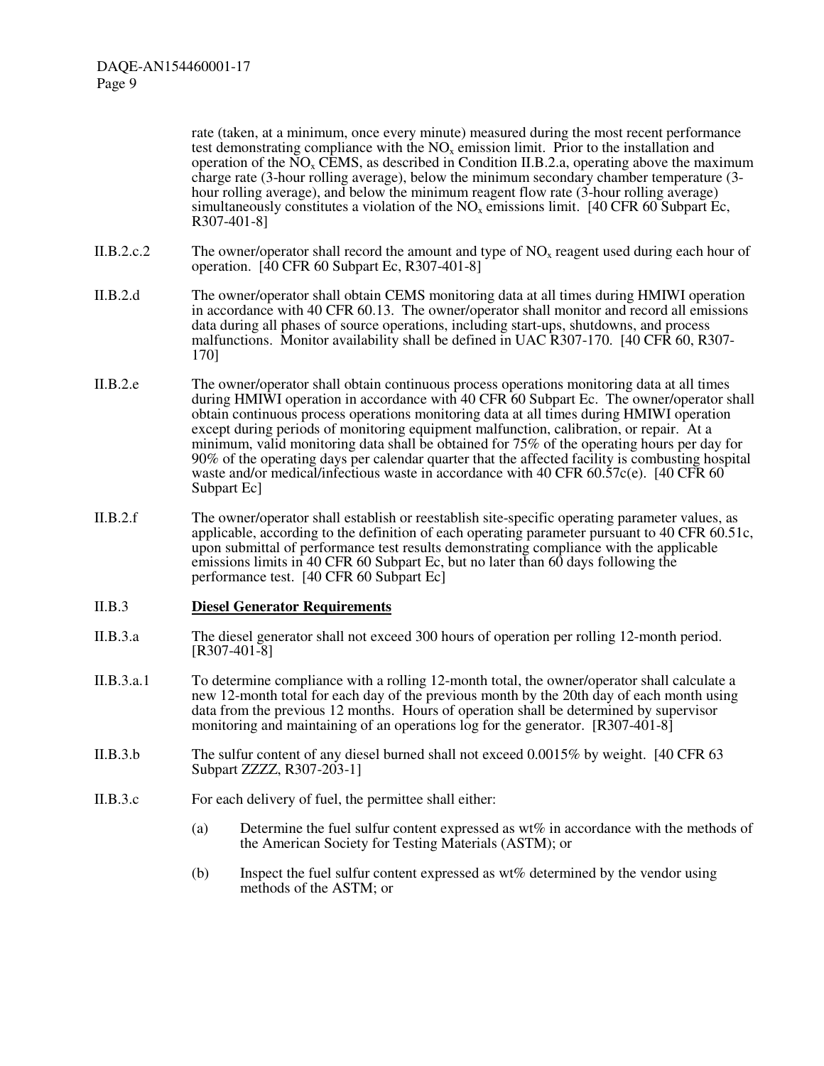rate (taken, at a minimum, once every minute) measured during the most recent performance test demonstrating compliance with the $NO_x$ emission limit. Prior to the installation and operation of the $NO_x$ CEMS, as described in Condition II.B.2.a, operating above the maximum charge rate (3-hour rolling average), below the minimum secondary chamber temperature (3-hour rolling average), and below the minimum reagent flow rate (3-hour rolling average) simultaneously constitutes a violation of the $NO_x$ emissions limit. [40 CFR 60 Subpart Ec, R307-401-8]

II.B.2.c.2 The owner/operator shall record the amount and type of $NO_x$ reagent used during each hour of operation. [40 CFR 60 Subpart Ec, R307-401-8]

II.B.2.d The owner/operator shall obtain CEMS monitoring data at all times during HMIWI operation in accordance with 40 CFR 60.13. The owner/operator shall monitor and record all emissions data during all phases of source operations, including start-ups, shutdowns, and process malfunctions. Monitor availability shall be defined in UAC R307-170. [40 CFR 60, R307-170]

II.B.2.e The owner/operator shall obtain continuous process operations monitoring data at all times during HMIWI operation in accordance with 40 CFR 60 Subpart Ec. The owner/operator shall obtain continuous process operations monitoring data at all times during HMIWI operation except during periods of monitoring equipment malfunction, calibration, or repair. At a minimum, valid monitoring data shall be obtained for 75% of the operating hours per day for 90% of the operating days per calendar quarter that the affected facility is combusting hospital waste and/or medical/infectious waste in accordance with 40 CFR 60.57c(e). [40 CFR 60 Subpart Ec]

II.B.2.f The owner/operator shall establish or reestablish site-specific operating parameter values, as applicable, according to the definition of each operating parameter pursuant to 40 CFR 60.51c, upon submittal of performance test results demonstrating compliance with the applicable emissions limits in 40 CFR 60 Subpart Ec, but no later than 60 days following the performance test. [40 CFR 60 Subpart Ec]

II.B.3 **Diesel Generator Requirements**

II.B.3.a The diesel generator shall not exceed 300 hours of operation per rolling 12-month period. [R307-401-8]

II.B.3.a.1 To determine compliance with a rolling 12-month total, the owner/operator shall calculate a new 12-month total for each day of the previous month by the 20th day of each month using data from the previous 12 months. Hours of operation shall be determined by supervisor monitoring and maintaining of an operations log for the generator. [R307-401-8]

II.B.3.b The sulfur content of any diesel burned shall not exceed 0.0015% by weight. [40 CFR 63 Subpart ZZZZ, R307-203-1]

II.B.3.c For each delivery of fuel, the permittee shall either:

(a) Determine the fuel sulfur content expressed as wt% in accordance with the methods of the American Society for Testing Materials (ASTM); or

(b) Inspect the fuel sulfur content expressed as wt% determined by the vendor using methods of the ASTM; or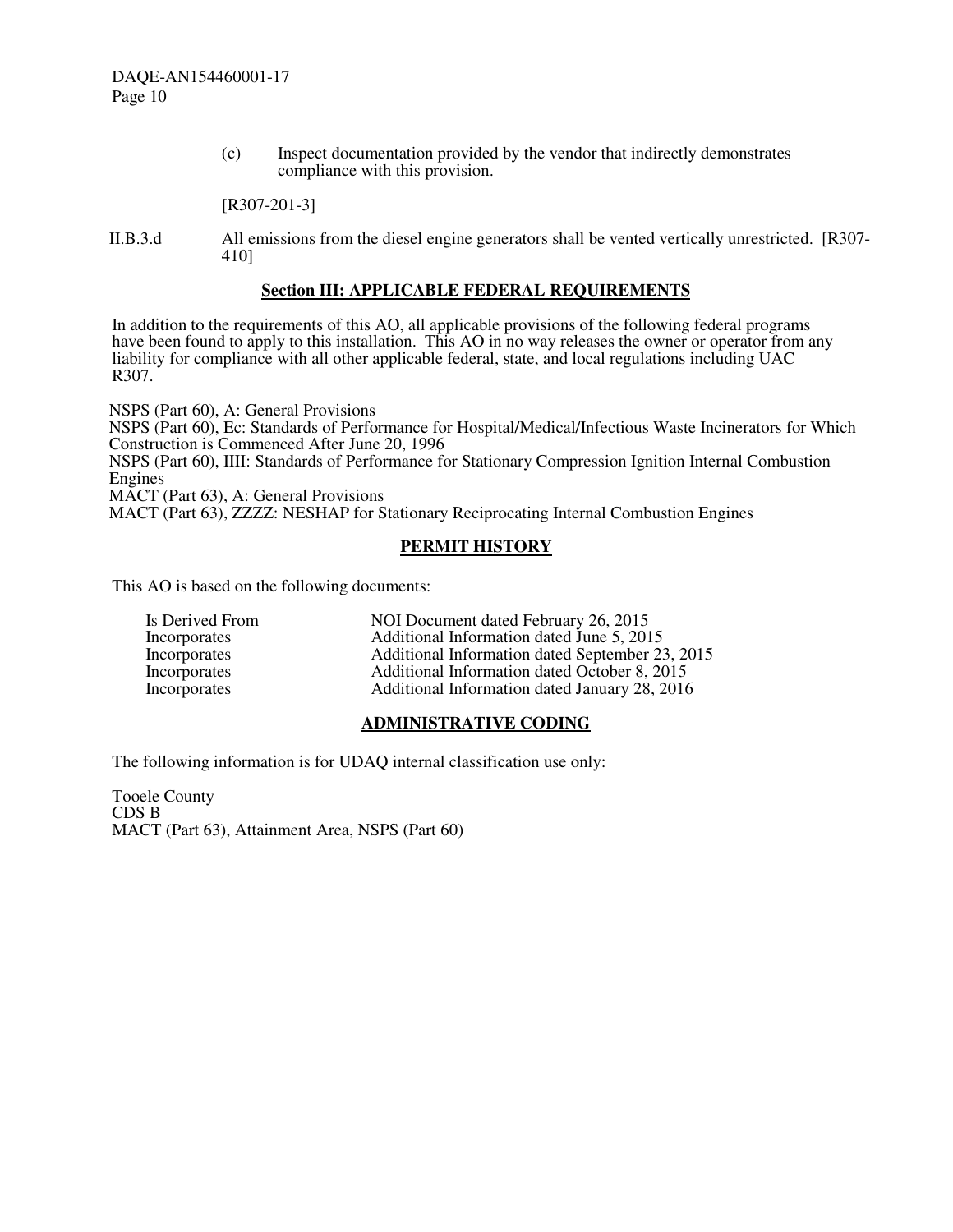(c) Inspect documentation provided by the vendor that indirectly demonstrates compliance with this provision.

[R307-201-3]

II.B.3.d All emissions from the diesel engine generators shall be vented vertically unrestricted. [R307-410]

## Section III: APPLICABLE FEDERAL REQUIREMENTS

In addition to the requirements of this AO, all applicable provisions of the following federal programs have been found to apply to this installation. This AO in no way releases the owner or operator from any liability for compliance with all other applicable federal, state, and local regulations including UAC R307.

NSPS (Part 60), A: General Provisions
NSPS (Part 60), Ec: Standards of Performance for Hospital/Medical/Infectious Waste Incinerators for Which Construction is Commenced After June 20, 1996
NSPS (Part 60), IIII: Standards of Performance for Stationary Compression Ignition Internal Combustion Engines
MACT (Part 63), A: General Provisions
MACT (Part 63), ZZZZ: NESHAP for Stationary Reciprocating Internal Combustion Engines

## PERMIT HISTORY

This AO is based on the following documents:

| | |
|---|---|
| Is Derived From | NOI Document dated February 26, 2015 |
| Incorporates | Additional Information dated June 5, 2015 |
| Incorporates | Additional Information dated September 23, 2015 |
| Incorporates | Additional Information dated October 8, 2015 |
| Incorporates | Additional Information dated January 28, 2016 |

## ADMINISTRATIVE CODING

The following information is for UDAQ internal classification use only:

Tooele County
CDS B
MACT (Part 63), Attainment Area, NSPS (Part 60)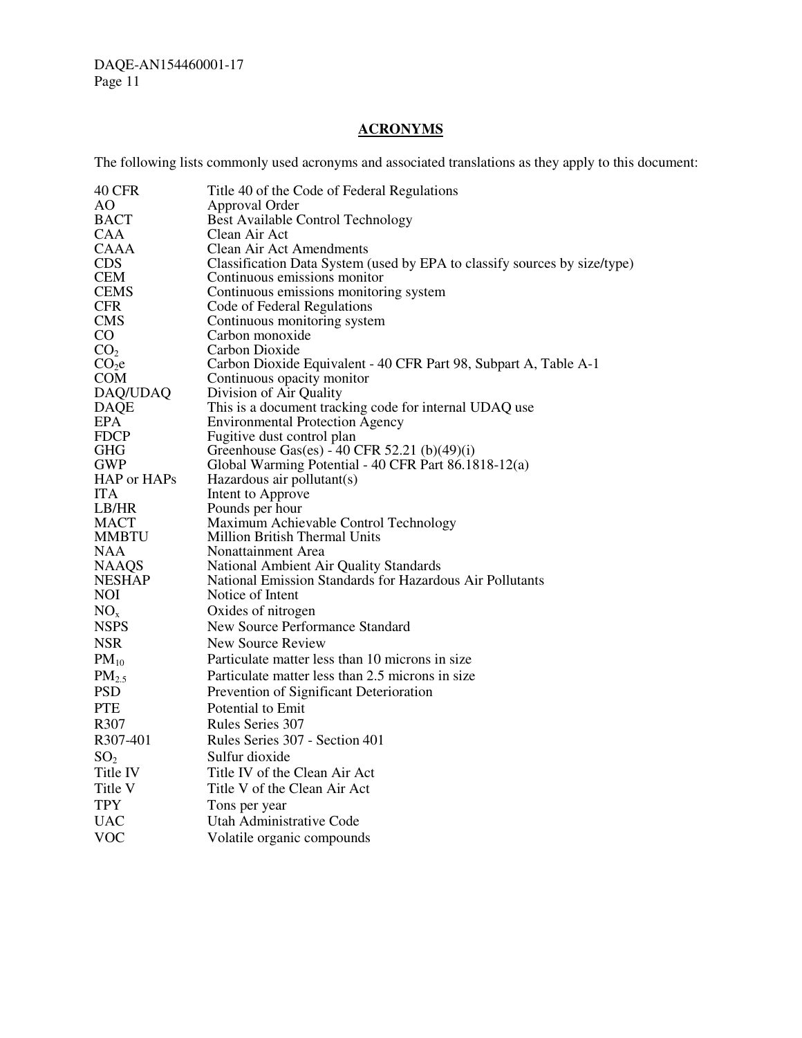## ACRONYMS

The following lists commonly used acronyms and associated translations as they apply to this document:

| | |
|---|---|
| 40 CFR | Title 40 of the Code of Federal Regulations |
| AO | Approval Order |
| BACT | Best Available Control Technology |
| CAA | Clean Air Act |
| CAAA | Clean Air Act Amendments |
| CDS | Classification Data System (used by EPA to classify sources by size/type) |
| CEM | Continuous emissions monitor |
| CEMS | Continuous emissions monitoring system |
| CFR | Code of Federal Regulations |
| CMS | Continuous monitoring system |
| CO | Carbon monoxide |
| $CO_2$ | Carbon Dioxide |
| $CO_2e$ | Carbon Dioxide Equivalent - 40 CFR Part 98, Subpart A, Table A-1 |
| COM | Continuous opacity monitor |
| DAQ/UDAQ | Division of Air Quality |
| DAQE | This is a document tracking code for internal UDAQ use |
| EPA | Environmental Protection Agency |
| FDCP | Fugitive dust control plan |
| GHG | Greenhouse Gas(es) - 40 CFR 52.21 (b)(49)(i) |
| GWP | Global Warming Potential - 40 CFR Part 86.1818-12(a) |
| HAP or HAPs | Hazardous air pollutant(s) |
| ITA | Intent to Approve |
| LB/HR | Pounds per hour |
| MACT | Maximum Achievable Control Technology |
| MMBTU | Million British Thermal Units |
| NAA | Nonattainment Area |
| NAAQS | National Ambient Air Quality Standards |
| NESHAP | National Emission Standards for Hazardous Air Pollutants |
| NOI | Notice of Intent |
| $NO_x$ | Oxides of nitrogen |
| NSPS | New Source Performance Standard |
| NSR | New Source Review |
| $PM_{10}$ | Particulate matter less than 10 microns in size |
| $PM_{2.5}$ | Particulate matter less than 2.5 microns in size |
| PSD | Prevention of Significant Deterioration |
| PTE | Potential to Emit |
| R307 | Rules Series 307 |
| R307-401 | Rules Series 307 - Section 401 |
| $SO_2$ | Sulfur dioxide |
| Title IV | Title IV of the Clean Air Act |
| Title V | Title V of the Clean Air Act |
| TPY | Tons per year |
| UAC | Utah Administrative Code |
| VOC | Volatile organic compounds |